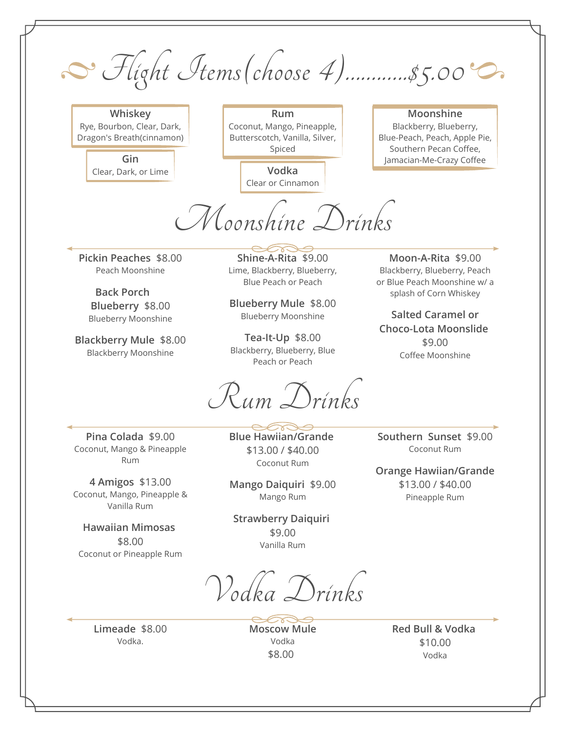# Flight Items(choose 4)............$5.00

**Whiskey**
Rye, Bourbon, Clear, Dark, Dragon's Breath(cinnamon)

**Gin**
Clear, Dark, or Lime

**Rum**
Coconut, Mango, Pineapple, Butterscotch, Vanilla, Silver, Spiced

**Vodka**
Clear or Cinnamon

**Moonshine**
Blackberry, Blueberry, Blue-Peach, Peach, Apple Pie, Southern Pecan Coffee, Jamacian-Me-Crazy Coffee

# Moonshine Drinks

**Pickin Peaches** $8.00
Peach Moonshine

**Back Porch Blueberry** $8.00
Blueberry Moonshine

**Blackberry Mule** $8.00
Blackberry Moonshine

**Shine-A-Rita** $9.00
Lime, Blackberry, Blueberry, Blue Peach or Peach

**Blueberry Mule** $8.00
Blueberry Moonshine

**Tea-It-Up** $8.00
Blackberry, Blueberry, Blue Peach or Peach

**Moon-A-Rita** $9.00
Blackberry, Blueberry, Peach or Blue Peach Moonshine w/ a splash of Corn Whiskey

**Salted Caramel or Choco-Lota Moonslide**
$9.00
Coffee Moonshine

# Rum Drinks

**Pina Colada** $9.00
Coconut, Mango & Pineapple Rum

**4 Amigos** $13.00
Coconut, Mango, Pineapple & Vanilla Rum

**Hawaiian Mimosas**
$8.00
Coconut or Pineapple Rum

**Blue Hawiian/Grande**
$13.00 / $40.00
Coconut Rum

**Mango Daiquiri** $9.00
Mango Rum

**Strawberry Daiquiri**
$9.00
Vanilla Rum

**Southern Sunset** $9.00
Coconut Rum

**Orange Hawiian/Grande**
$13.00 / $40.00
Pineapple Rum

# Vodka Drinks

**Limeade** $8.00
Vodka.

**Moscow Mule**
Vodka
$8.00

**Red Bull & Vodka**
$10.00
Vodka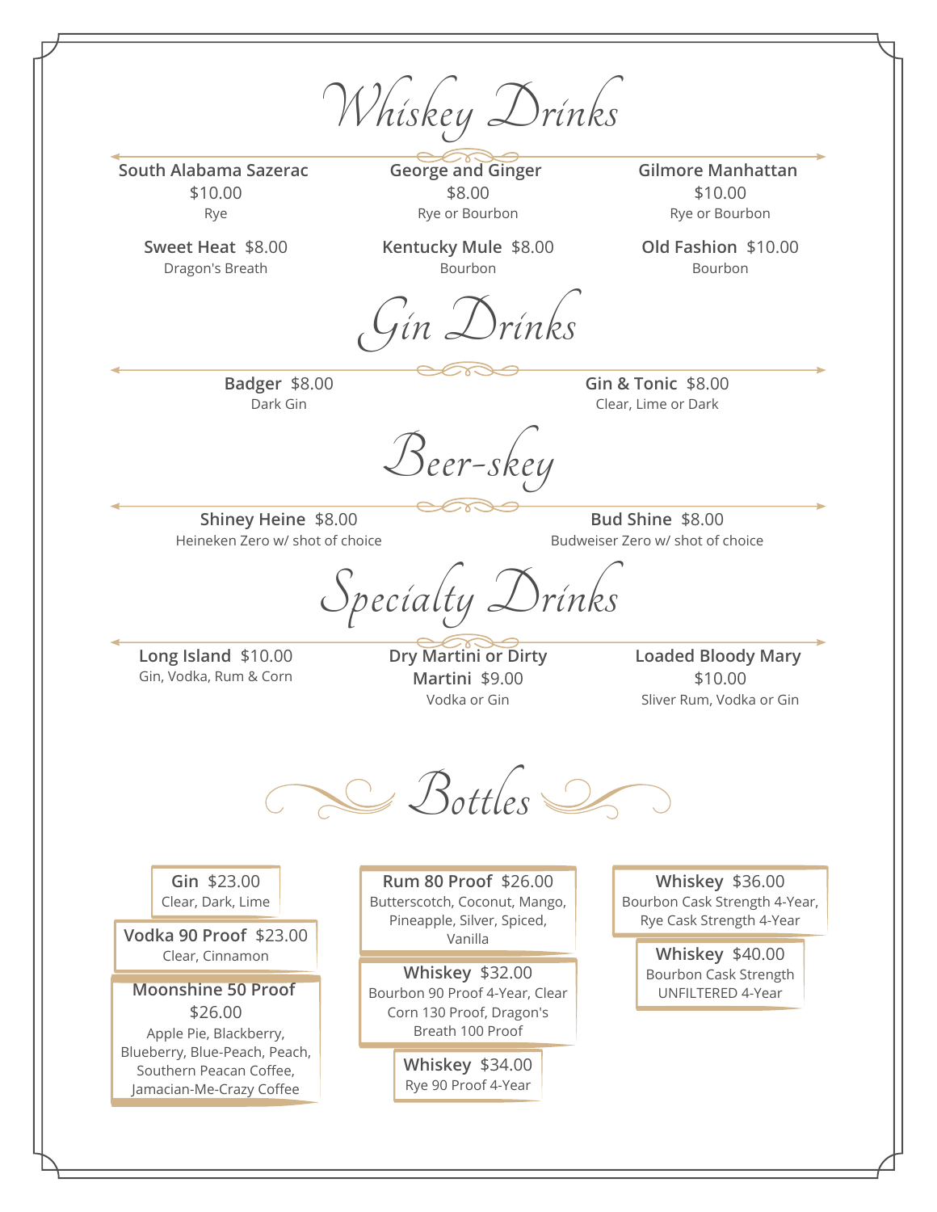# Whiskey Drinks

**South Alabama Sazerac** $10.00
Rye

**George and Ginger** $8.00
Rye or Bourbon

**Gilmore Manhattan** $10.00
Rye or Bourbon

**Sweet Heat** $8.00
Dragon's Breath

**Kentucky Mule** $8.00
Bourbon

**Old Fashion** $10.00
Bourbon

# Gin Drinks

**Badger** $8.00
Dark Gin

**Gin & Tonic** $8.00
Clear, Lime or Dark

# Beer-skey

**Shiney Heine** $8.00
Heineken Zero w/ shot of choice

**Bud Shine** $8.00
Budweiser Zero w/ shot of choice

# Specialty Drinks

**Long Island** $10.00
Gin, Vodka, Rum & Corn

**Dry Martini or Dirty Martini** $9.00
Vodka or Gin

**Loaded Bloody Mary** $10.00
Sliver Rum, Vodka or Gin

# Bottles

**Gin** $23.00
Clear, Dark, Lime

**Vodka 90 Proof** $23.00
Clear, Cinnamon

**Moonshine 50 Proof** $26.00
Apple Pie, Blackberry, Blueberry, Blue-Peach, Peach, Southern Peacan Coffee, Jamacian-Me-Crazy Coffee

**Rum 80 Proof** $26.00
Butterscotch, Coconut, Mango, Pineapple, Silver, Spiced, Vanilla

**Whiskey** $32.00
Bourbon 90 Proof 4-Year, Clear Corn 130 Proof, Dragon's Breath 100 Proof

**Whiskey** $34.00
Rye 90 Proof 4-Year

**Whiskey** $36.00
Bourbon Cask Strength 4-Year, Rye Cask Strength 4-Year

**Whiskey** $40.00
Bourbon Cask Strength UNFILTERED 4-Year